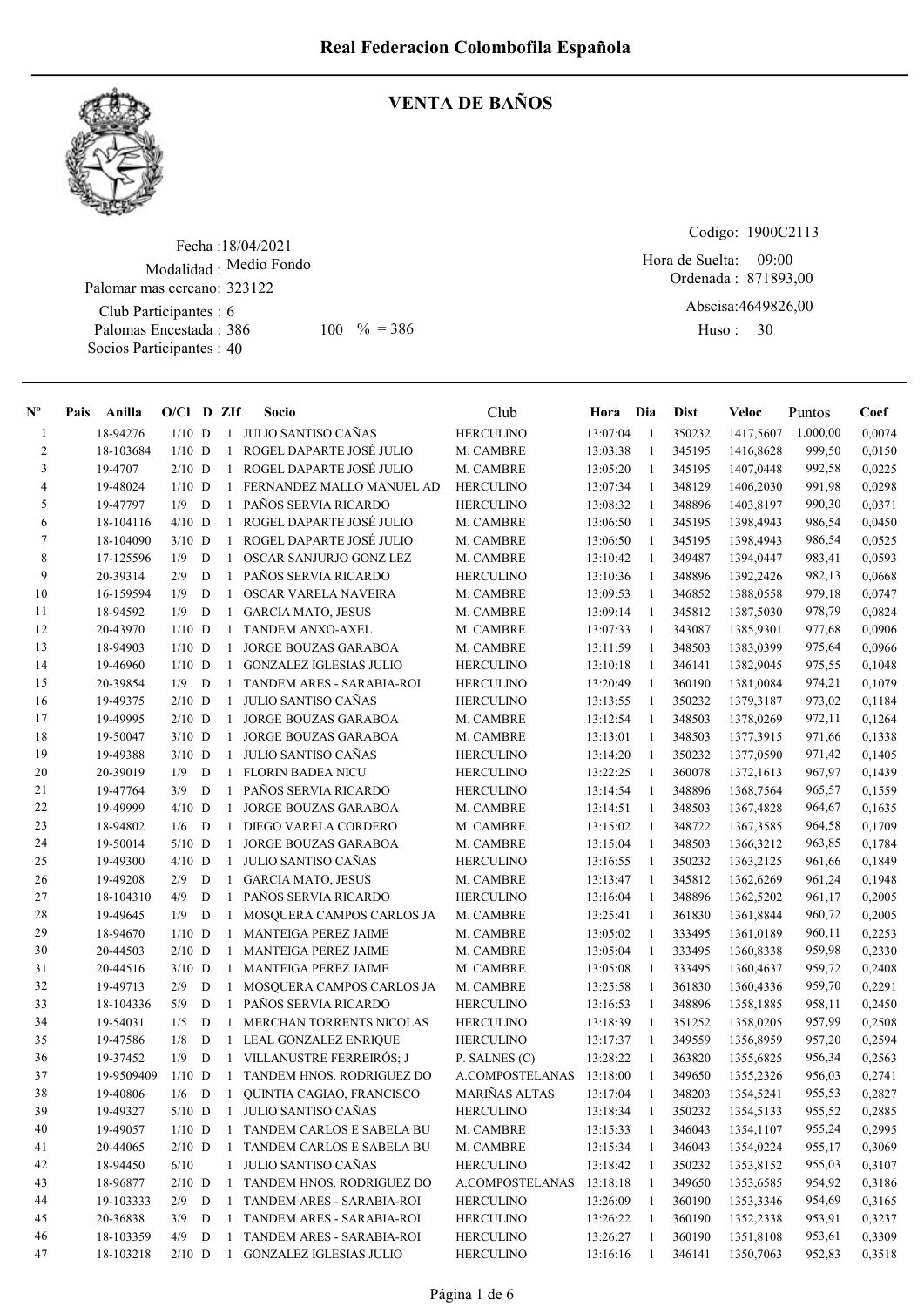# Real Federacion Colombofila Española

## VENTA DE BAÑOS

Fecha :18/04/2021
Modalidad : Medio Fondo
Palomar mas cercano: 323122
Club Participantes : 6
Palomas Encestada : 386 100 % = 386
Socios Participantes : 40

Codigo: 1900C2113
Hora de Suelta: 09:00
Ordenada : 871893,00
Abscisa:4649826,00
Huso : 30

| Nº | Pais | Anilla | O/Cl | D | ZIf | Socio | Club | Hora | Dia | Dist | Veloc | Puntos | Coef |
|---|---|---|---|---|---|---|---|---|---|---|---|---|---|
| 1 | | 18-94276 | 1/10 | D | 1 | JULIO SANTISO CAÑAS | HERCULINO | 13:07:04 | 1 | 350232 | 1417,5607 | 1.000,00 | 0,0074 |
| 2 | | 18-103684 | 1/10 | D | 1 | ROGEL DAPARTE JOSÉ JULIO | M. CAMBRE | 13:03:38 | 1 | 345195 | 1416,8628 | 999,50 | 0,0150 |
| 3 | | 19-4707 | 2/10 | D | 1 | ROGEL DAPARTE JOSÉ JULIO | M. CAMBRE | 13:05:20 | 1 | 345195 | 1407,0448 | 992,58 | 0,0225 |
| 4 | | 19-48024 | 1/10 | D | 1 | FERNANDEZ MALLO MANUEL AD | HERCULINO | 13:07:34 | 1 | 348129 | 1406,2030 | 991,98 | 0,0298 |
| 5 | | 19-47797 | 1/9 | D | 1 | PAÑOS SERVIA RICARDO | HERCULINO | 13:08:32 | 1 | 348896 | 1403,8197 | 990,30 | 0,0371 |
| 6 | | 18-104116 | 4/10 | D | 1 | ROGEL DAPARTE JOSÉ JULIO | M. CAMBRE | 13:06:50 | 1 | 345195 | 1398,4943 | 986,54 | 0,0450 |
| 7 | | 18-104090 | 3/10 | D | 1 | ROGEL DAPARTE JOSÉ JULIO | M. CAMBRE | 13:06:50 | 1 | 345195 | 1398,4943 | 986,54 | 0,0525 |
| 8 | | 17-125596 | 1/9 | D | 1 | OSCAR SANJURJO GONZ LEZ | M. CAMBRE | 13:10:42 | 1 | 349487 | 1394,0447 | 983,41 | 0,0593 |
| 9 | | 20-39314 | 2/9 | D | 1 | PAÑOS SERVIA RICARDO | HERCULINO | 13:10:36 | 1 | 348896 | 1392,2426 | 982,13 | 0,0668 |
| 10 | | 16-159594 | 1/9 | D | 1 | OSCAR VARELA NAVEIRA | M. CAMBRE | 13:09:53 | 1 | 346852 | 1388,0558 | 979,18 | 0,0747 |
| 11 | | 18-94592 | 1/9 | D | 1 | GARCIA MATO, JESUS | M. CAMBRE | 13:09:14 | 1 | 345812 | 1387,5030 | 978,79 | 0,0824 |
| 12 | | 20-43970 | 1/10 | D | 1 | TANDEM ANXO-AXEL | M. CAMBRE | 13:07:33 | 1 | 343087 | 1385,9301 | 977,68 | 0,0906 |
| 13 | | 18-94903 | 1/10 | D | 1 | JORGE BOUZAS GARABOA | M. CAMBRE | 13:11:59 | 1 | 348503 | 1383,0399 | 975,64 | 0,0966 |
| 14 | | 19-46960 | 1/10 | D | 1 | GONZALEZ IGLESIAS JULIO | HERCULINO | 13:10:18 | 1 | 346141 | 1382,9045 | 975,55 | 0,1048 |
| 15 | | 20-39854 | 1/9 | D | 1 | TANDEM ARES - SARABIA-ROI | HERCULINO | 13:20:49 | 1 | 360190 | 1381,0084 | 974,21 | 0,1079 |
| 16 | | 19-49375 | 2/10 | D | 1 | JULIO SANTISO CAÑAS | HERCULINO | 13:13:55 | 1 | 350232 | 1379,3187 | 973,02 | 0,1184 |
| 17 | | 19-49995 | 2/10 | D | 1 | JORGE BOUZAS GARABOA | M. CAMBRE | 13:12:54 | 1 | 348503 | 1378,0269 | 972,11 | 0,1264 |
| 18 | | 19-50047 | 3/10 | D | 1 | JORGE BOUZAS GARABOA | M. CAMBRE | 13:13:01 | 1 | 348503 | 1377,3915 | 971,66 | 0,1338 |
| 19 | | 19-49388 | 3/10 | D | 1 | JULIO SANTISO CAÑAS | HERCULINO | 13:14:20 | 1 | 350232 | 1377,0590 | 971,42 | 0,1405 |
| 20 | | 20-39019 | 1/9 | D | 1 | FLORIN BADEA NICU | HERCULINO | 13:22:25 | 1 | 360078 | 1372,1613 | 967,97 | 0,1439 |
| 21 | | 19-47764 | 3/9 | D | 1 | PAÑOS SERVIA RICARDO | HERCULINO | 13:14:54 | 1 | 348896 | 1368,7564 | 965,57 | 0,1559 |
| 22 | | 19-49999 | 4/10 | D | 1 | JORGE BOUZAS GARABOA | M. CAMBRE | 13:14:51 | 1 | 348503 | 1367,4828 | 964,67 | 0,1635 |
| 23 | | 18-94802 | 1/6 | D | 1 | DIEGO VARELA CORDERO | M. CAMBRE | 13:15:02 | 1 | 348722 | 1367,3585 | 964,58 | 0,1709 |
| 24 | | 19-50014 | 5/10 | D | 1 | JORGE BOUZAS GARABOA | M. CAMBRE | 13:15:04 | 1 | 348503 | 1366,3212 | 963,85 | 0,1784 |
| 25 | | 19-49300 | 4/10 | D | 1 | JULIO SANTISO CAÑAS | HERCULINO | 13:16:55 | 1 | 350232 | 1363,2125 | 961,66 | 0,1849 |
| 26 | | 19-49208 | 2/9 | D | 1 | GARCIA MATO, JESUS | M. CAMBRE | 13:13:47 | 1 | 345812 | 1362,6269 | 961,24 | 0,1948 |
| 27 | | 18-104310 | 4/9 | D | 1 | PAÑOS SERVIA RICARDO | HERCULINO | 13:16:04 | 1 | 348896 | 1362,5202 | 961,17 | 0,2005 |
| 28 | | 19-49645 | 1/9 | D | 1 | MOSQUERA CAMPOS CARLOS JA | M. CAMBRE | 13:25:41 | 1 | 361830 | 1361,8844 | 960,72 | 0,2005 |
| 29 | | 18-94670 | 1/10 | D | 1 | MANTEIGA PEREZ JAIME | M. CAMBRE | 13:05:02 | 1 | 333495 | 1361,0189 | 960,11 | 0,2253 |
| 30 | | 20-44503 | 2/10 | D | 1 | MANTEIGA PEREZ JAIME | M. CAMBRE | 13:05:04 | 1 | 333495 | 1360,8338 | 959,98 | 0,2330 |
| 31 | | 20-44516 | 3/10 | D | 1 | MANTEIGA PEREZ JAIME | M. CAMBRE | 13:05:08 | 1 | 333495 | 1360,4637 | 959,72 | 0,2408 |
| 32 | | 19-49713 | 2/9 | D | 1 | MOSQUERA CAMPOS CARLOS JA | M. CAMBRE | 13:25:58 | 1 | 361830 | 1360,4336 | 959,70 | 0,2291 |
| 33 | | 18-104336 | 5/9 | D | 1 | PAÑOS SERVIA RICARDO | HERCULINO | 13:16:53 | 1 | 348896 | 1358,1885 | 958,11 | 0,2450 |
| 34 | | 19-54031 | 1/5 | D | 1 | MERCHAN TORRENTS NICOLAS | HERCULINO | 13:18:39 | 1 | 351252 | 1358,0205 | 957,99 | 0,2508 |
| 35 | | 19-47586 | 1/8 | D | 1 | LEAL GONZALEZ ENRIQUE | HERCULINO | 13:17:37 | 1 | 349559 | 1356,8959 | 957,20 | 0,2594 |
| 36 | | 19-37452 | 1/9 | D | 1 | VILLANUSTRE FERREIRÓS; J | P. SALNES (C) | 13:28:22 | 1 | 363820 | 1355,6825 | 956,34 | 0,2563 |
| 37 | | 19-9509409 | 1/10 | D | 1 | TANDEM HNOS. RODRIGUEZ DO | A.COMPOSTELANAS | 13:18:00 | 1 | 349650 | 1355,2326 | 956,03 | 0,2741 |
| 38 | | 19-40806 | 1/6 | D | 1 | QUINTIA CAGIAO, FRANCISCO | MARIÑAS ALTAS | 13:17:04 | 1 | 348203 | 1354,5241 | 955,53 | 0,2827 |
| 39 | | 19-49327 | 5/10 | D | 1 | JULIO SANTISO CAÑAS | HERCULINO | 13:18:34 | 1 | 350232 | 1354,5133 | 955,52 | 0,2885 |
| 40 | | 19-49057 | 1/10 | D | 1 | TANDEM CARLOS E SABELA BU | M. CAMBRE | 13:15:33 | 1 | 346043 | 1354,1107 | 955,24 | 0,2995 |
| 41 | | 20-44065 | 2/10 | D | 1 | TANDEM CARLOS E SABELA BU | M. CAMBRE | 13:15:34 | 1 | 346043 | 1354,0224 | 955,17 | 0,3069 |
| 42 | | 18-94450 | 6/10 | | 1 | JULIO SANTISO CAÑAS | HERCULINO | 13:18:42 | 1 | 350232 | 1353,8152 | 955,03 | 0,3107 |
| 43 | | 18-96877 | 2/10 | D | 1 | TANDEM HNOS. RODRIGUEZ DO | A.COMPOSTELANAS | 13:18:18 | 1 | 349650 | 1353,6585 | 954,92 | 0,3186 |
| 44 | | 19-103333 | 2/9 | D | 1 | TANDEM ARES - SARABIA-ROI | HERCULINO | 13:26:09 | 1 | 360190 | 1353,3346 | 954,69 | 0,3165 |
| 45 | | 20-36838 | 3/9 | D | 1 | TANDEM ARES - SARABIA-ROI | HERCULINO | 13:26:22 | 1 | 360190 | 1352,2338 | 953,91 | 0,3237 |
| 46 | | 18-103359 | 4/9 | D | 1 | TANDEM ARES - SARABIA-ROI | HERCULINO | 13:26:27 | 1 | 360190 | 1351,8108 | 953,61 | 0,3309 |
| 47 | | 18-103218 | 2/10 | D | 1 | GONZALEZ IGLESIAS JULIO | HERCULINO | 13:16:16 | 1 | 346141 | 1350,7063 | 952,83 | 0,3518 |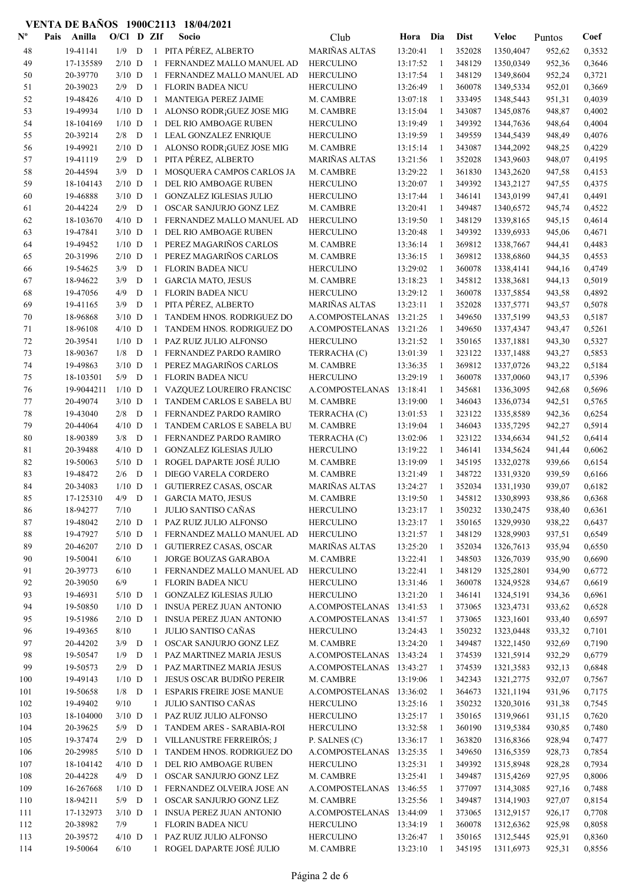# VENTA DE BAÑOS 1900C2113 18/04/2021

| Nº | Pais | Anilla | O/Cl | D | ZIf | Socio | Club | Hora | Dia | Dist | Veloc | Puntos | Coef |
|---|---|---|---|---|---|---|---|---|---|---|---|---|---|
| 48 | | 19-41141 | 1/9 | D | 1 | PITA PÉREZ, ALBERTO | MARIÑAS ALTAS | 13:20:41 | 1 | 352028 | 1350,4047 | 952,62 | 0,3532 |
| 49 | | 17-135589 | 2/10 | D | 1 | FERNANDEZ MALLO MANUEL AD | HERCULINO | 13:17:52 | 1 | 348129 | 1350,0349 | 952,36 | 0,3646 |
| 50 | | 20-39770 | 3/10 | D | 1 | FERNANDEZ MALLO MANUEL AD | HERCULINO | 13:17:54 | 1 | 348129 | 1349,8604 | 952,24 | 0,3721 |
| 51 | | 20-39023 | 2/9 | D | 1 | FLORIN BADEA NICU | HERCULINO | 13:26:49 | 1 | 360078 | 1349,5334 | 952,01 | 0,3669 |
| 52 | | 19-48426 | 4/10 | D | 1 | MANTEIGA PEREZ JAIME | M. CAMBRE | 13:07:18 | 1 | 333495 | 1348,5443 | 951,31 | 0,4039 |
| 53 | | 19-49934 | 1/10 | D | 1 | ALONSO RODR¡GUEZ JOSE MIG | M. CAMBRE | 13:15:04 | 1 | 343087 | 1345,0876 | 948,87 | 0,4002 |
| 54 | | 18-104169 | 1/10 | D | 1 | DEL RIO AMBOAGE RUBEN | HERCULINO | 13:19:49 | 1 | 349392 | 1344,7636 | 948,64 | 0,4004 |
| 55 | | 20-39214 | 2/8 | D | 1 | LEAL GONZALEZ ENRIQUE | HERCULINO | 13:19:59 | 1 | 349559 | 1344,5439 | 948,49 | 0,4076 |
| 56 | | 19-49921 | 2/10 | D | 1 | ALONSO RODR¡GUEZ JOSE MIG | M. CAMBRE | 13:15:14 | 1 | 343087 | 1344,2092 | 948,25 | 0,4229 |
| 57 | | 19-41119 | 2/9 | D | 1 | PITA PÉREZ, ALBERTO | MARIÑAS ALTAS | 13:21:56 | 1 | 352028 | 1343,9603 | 948,07 | 0,4195 |
| 58 | | 20-44594 | 3/9 | D | 1 | MOSQUERA CAMPOS CARLOS JA | M. CAMBRE | 13:29:22 | 1 | 361830 | 1343,2620 | 947,58 | 0,4153 |
| 59 | | 18-104143 | 2/10 | D | 1 | DEL RIO AMBOAGE RUBEN | HERCULINO | 13:20:07 | 1 | 349392 | 1343,2127 | 947,55 | 0,4375 |
| 60 | | 19-46888 | 3/10 | D | 1 | GONZALEZ IGLESIAS JULIO | HERCULINO | 13:17:44 | 1 | 346141 | 1343,0199 | 947,41 | 0,4491 |
| 61 | | 20-44224 | 2/9 | D | 1 | OSCAR SANJURJO GONZ LEZ | M. CAMBRE | 13:20:41 | 1 | 349487 | 1340,6572 | 945,74 | 0,4522 |
| 62 | | 18-103670 | 4/10 | D | 1 | FERNANDEZ MALLO MANUEL AD | HERCULINO | 13:19:50 | 1 | 348129 | 1339,8165 | 945,15 | 0,4614 |
| 63 | | 19-47841 | 3/10 | D | 1 | DEL RIO AMBOAGE RUBEN | HERCULINO | 13:20:48 | 1 | 349392 | 1339,6933 | 945,06 | 0,4671 |
| 64 | | 19-49452 | 1/10 | D | 1 | PEREZ MAGARIÑOS CARLOS | M. CAMBRE | 13:36:14 | 1 | 369812 | 1338,7667 | 944,41 | 0,4483 |
| 65 | | 20-31996 | 2/10 | D | 1 | PEREZ MAGARIÑOS CARLOS | M. CAMBRE | 13:36:15 | 1 | 369812 | 1338,6860 | 944,35 | 0,4553 |
| 66 | | 19-54625 | 3/9 | D | 1 | FLORIN BADEA NICU | HERCULINO | 13:29:02 | 1 | 360078 | 1338,4141 | 944,16 | 0,4749 |
| 67 | | 18-94622 | 3/9 | D | 1 | GARCIA MATO, JESUS | M. CAMBRE | 13:18:23 | 1 | 345812 | 1338,3681 | 944,13 | 0,5019 |
| 68 | | 19-47056 | 4/9 | D | 1 | FLORIN BADEA NICU | HERCULINO | 13:29:12 | 1 | 360078 | 1337,5854 | 943,58 | 0,4892 |
| 69 | | 19-41165 | 3/9 | D | 1 | PITA PÉREZ, ALBERTO | MARIÑAS ALTAS | 13:23:11 | 1 | 352028 | 1337,5771 | 943,57 | 0,5078 |
| 70 | | 18-96868 | 3/10 | D | 1 | TANDEM HNOS. RODRIGUEZ DO | A.COMPOSTELANAS | 13:21:25 | 1 | 349650 | 1337,5199 | 943,53 | 0,5187 |
| 71 | | 18-96108 | 4/10 | D | 1 | TANDEM HNOS. RODRIGUEZ DO | A.COMPOSTELANAS | 13:21:26 | 1 | 349650 | 1337,4347 | 943,47 | 0,5261 |
| 72 | | 20-39541 | 1/10 | D | 1 | PAZ RUIZ JULIO ALFONSO | HERCULINO | 13:21:52 | 1 | 350165 | 1337,1881 | 943,30 | 0,5327 |
| 73 | | 18-90367 | 1/8 | D | 1 | FERNANDEZ PARDO RAMIRO | TERRACHA (C) | 13:01:39 | 1 | 323122 | 1337,1488 | 943,27 | 0,5853 |
| 74 | | 19-49863 | 3/10 | D | 1 | PEREZ MAGARIÑOS CARLOS | M. CAMBRE | 13:36:35 | 1 | 369812 | 1337,0726 | 943,22 | 0,5184 |
| 75 | | 18-103501 | 5/9 | D | 1 | FLORIN BADEA NICU | HERCULINO | 13:29:19 | 1 | 360078 | 1337,0060 | 943,17 | 0,5396 |
| 76 | | 19-9044211 | 1/10 | D | 1 | VAZQUEZ LOUREIRO FRANCISC | A.COMPOSTELANAS | 13:18:41 | 1 | 345681 | 1336,3095 | 942,68 | 0,5696 |
| 77 | | 20-49074 | 3/10 | D | 1 | TANDEM CARLOS E SABELA BU | M. CAMBRE | 13:19:00 | 1 | 346043 | 1336,0734 | 942,51 | 0,5765 |
| 78 | | 19-43040 | 2/8 | D | 1 | FERNANDEZ PARDO RAMIRO | TERRACHA (C) | 13:01:53 | 1 | 323122 | 1335,8589 | 942,36 | 0,6254 |
| 79 | | 20-44064 | 4/10 | D | 1 | TANDEM CARLOS E SABELA BU | M. CAMBRE | 13:19:04 | 1 | 346043 | 1335,7295 | 942,27 | 0,5914 |
| 80 | | 18-90389 | 3/8 | D | 1 | FERNANDEZ PARDO RAMIRO | TERRACHA (C) | 13:02:06 | 1 | 323122 | 1334,6634 | 941,52 | 0,6414 |
| 81 | | 20-39488 | 4/10 | D | 1 | GONZALEZ IGLESIAS JULIO | HERCULINO | 13:19:22 | 1 | 346141 | 1334,5624 | 941,44 | 0,6062 |
| 82 | | 19-50063 | 5/10 | D | 1 | ROGEL DAPARTE JOSÉ JULIO | M. CAMBRE | 13:19:09 | 1 | 345195 | 1332,0278 | 939,66 | 0,6154 |
| 83 | | 19-48472 | 2/6 | D | 1 | DIEGO VARELA CORDERO | M. CAMBRE | 13:21:49 | 1 | 348722 | 1331,9320 | 939,59 | 0,6166 |
| 84 | | 20-34083 | 1/10 | D | 1 | GUTIERREZ CASAS, OSCAR | MARIÑAS ALTAS | 13:24:27 | 1 | 352034 | 1331,1930 | 939,07 | 0,6182 |
| 85 | | 17-125310 | 4/9 | D | 1 | GARCIA MATO, JESUS | M. CAMBRE | 13:19:50 | 1 | 345812 | 1330,8993 | 938,86 | 0,6368 |
| 86 | | 18-94277 | 7/10 | | 1 | JULIO SANTISO CAÑAS | HERCULINO | 13:23:17 | 1 | 350232 | 1330,2475 | 938,40 | 0,6361 |
| 87 | | 19-48042 | 2/10 | D | 1 | PAZ RUIZ JULIO ALFONSO | HERCULINO | 13:23:17 | 1 | 350165 | 1329,9930 | 938,22 | 0,6437 |
| 88 | | 19-47927 | 5/10 | D | 1 | FERNANDEZ MALLO MANUEL AD | HERCULINO | 13:21:57 | 1 | 348129 | 1328,9903 | 937,51 | 0,6549 |
| 89 | | 20-46207 | 2/10 | D | 1 | GUTIERREZ CASAS, OSCAR | MARIÑAS ALTAS | 13:25:20 | 1 | 352034 | 1326,7613 | 935,94 | 0,6550 |
| 90 | | 19-50041 | 6/10 | | 1 | JORGE BOUZAS GARABOA | M. CAMBRE | 13:22:41 | 1 | 348503 | 1326,7039 | 935,90 | 0,6690 |
| 91 | | 20-39773 | 6/10 | | 1 | FERNANDEZ MALLO MANUEL AD | HERCULINO | 13:22:41 | 1 | 348129 | 1325,2801 | 934,90 | 0,6772 |
| 92 | | 20-39050 | 6/9 | | 1 | FLORIN BADEA NICU | HERCULINO | 13:31:46 | 1 | 360078 | 1324,9528 | 934,67 | 0,6619 |
| 93 | | 19-46931 | 5/10 | D | 1 | GONZALEZ IGLESIAS JULIO | HERCULINO | 13:21:20 | 1 | 346141 | 1324,5191 | 934,36 | 0,6961 |
| 94 | | 19-50850 | 1/10 | D | 1 | INSUA PEREZ JUAN ANTONIO | A.COMPOSTELANAS | 13:41:53 | 1 | 373065 | 1323,4731 | 933,62 | 0,6528 |
| 95 | | 19-51986 | 2/10 | D | 1 | INSUA PEREZ JUAN ANTONIO | A.COMPOSTELANAS | 13:41:57 | 1 | 373065 | 1323,1601 | 933,40 | 0,6597 |
| 96 | | 19-49365 | 8/10 | | 1 | JULIO SANTISO CAÑAS | HERCULINO | 13:24:43 | 1 | 350232 | 1323,0448 | 933,32 | 0,7101 |
| 97 | | 20-44202 | 3/9 | D | 1 | OSCAR SANJURJO GONZ LEZ | M. CAMBRE | 13:24:20 | 1 | 349487 | 1322,1450 | 932,69 | 0,7190 |
| 98 | | 19-50547 | 1/9 | D | 1 | PAZ MARTINEZ MARIA JESUS | A.COMPOSTELANAS | 13:43:24 | 1 | 374539 | 1321,5914 | 932,29 | 0,6779 |
| 99 | | 19-50573 | 2/9 | D | 1 | PAZ MARTINEZ MARIA JESUS | A.COMPOSTELANAS | 13:43:27 | 1 | 374539 | 1321,3583 | 932,13 | 0,6848 |
| 100 | | 19-49143 | 1/10 | D | 1 | JESUS OSCAR BUDIÑO PEREIR | M. CAMBRE | 13:19:06 | 1 | 342343 | 1321,2775 | 932,07 | 0,7567 |
| 101 | | 19-50658 | 1/8 | D | 1 | ESPARIS FREIRE JOSE MANUE | A.COMPOSTELANAS | 13:36:02 | 1 | 364673 | 1321,1194 | 931,96 | 0,7175 |
| 102 | | 19-49402 | 9/10 | | 1 | JULIO SANTISO CAÑAS | HERCULINO | 13:25:16 | 1 | 350232 | 1320,3016 | 931,38 | 0,7545 |
| 103 | | 18-104000 | 3/10 | D | 1 | PAZ RUIZ JULIO ALFONSO | HERCULINO | 13:25:17 | 1 | 350165 | 1319,9661 | 931,15 | 0,7620 |
| 104 | | 20-39625 | 5/9 | D | 1 | TANDEM ARES - SARABIA-ROI | HERCULINO | 13:32:58 | 1 | 360190 | 1319,5384 | 930,85 | 0,7480 |
| 105 | | 19-37474 | 2/9 | D | 1 | VILLANUSTRE FERREIRÓS; J | P. SALNES (C) | 13:36:17 | 1 | 363820 | 1316,8366 | 928,94 | 0,7477 |
| 106 | | 20-29985 | 5/10 | D | 1 | TANDEM HNOS. RODRIGUEZ DO | A.COMPOSTELANAS | 13:25:35 | 1 | 349650 | 1316,5359 | 928,73 | 0,7854 |
| 107 | | 18-104142 | 4/10 | D | 1 | DEL RIO AMBOAGE RUBEN | HERCULINO | 13:25:31 | 1 | 349392 | 1315,8948 | 928,28 | 0,7934 |
| 108 | | 20-44228 | 4/9 | D | 1 | OSCAR SANJURJO GONZ LEZ | M. CAMBRE | 13:25:41 | 1 | 349487 | 1315,4269 | 927,95 | 0,8006 |
| 109 | | 16-267668 | 1/10 | D | 1 | FERNANDEZ OLVEIRA JOSE AN | A.COMPOSTELANAS | 13:46:55 | 1 | 377097 | 1314,3085 | 927,16 | 0,7488 |
| 110 | | 18-94211 | 5/9 | D | 1 | OSCAR SANJURJO GONZ LEZ | M. CAMBRE | 13:25:56 | 1 | 349487 | 1314,1903 | 927,07 | 0,8154 |
| 111 | | 17-132973 | 3/10 | D | 1 | INSUA PEREZ JUAN ANTONIO | A.COMPOSTELANAS | 13:44:09 | 1 | 373065 | 1312,9157 | 926,17 | 0,7708 |
| 112 | | 20-38982 | 7/9 | | 1 | FLORIN BADEA NICU | HERCULINO | 13:34:19 | 1 | 360078 | 1312,6362 | 925,98 | 0,8058 |
| 113 | | 20-39572 | 4/10 | D | 1 | PAZ RUIZ JULIO ALFONSO | HERCULINO | 13:26:47 | 1 | 350165 | 1312,5445 | 925,91 | 0,8360 |
| 114 | | 19-50064 | 6/10 | | 1 | ROGEL DAPARTE JOSÉ JULIO | M. CAMBRE | 13:23:10 | 1 | 345195 | 1311,6973 | 925,31 | 0,8556 |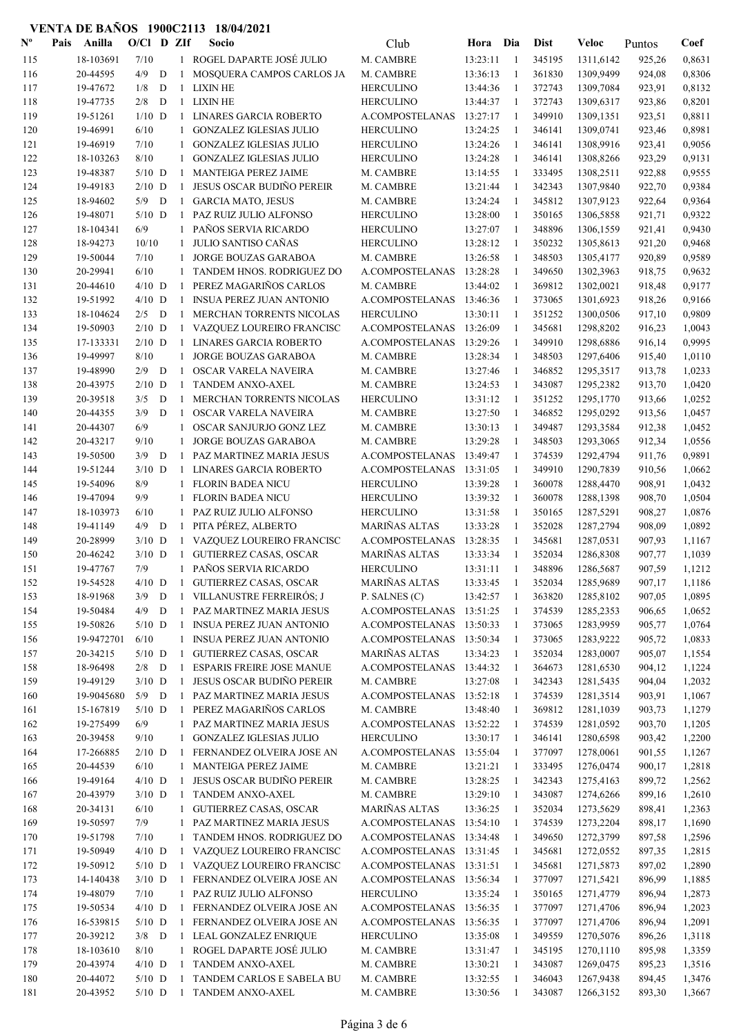# VENTA DE BAÑOS 1900C2113 18/04/2021

| Nº | Pais | Anilla | O/Cl | D | ZIf | Socio | Club | Hora | Dia | Dist | Veloc | Puntos | Coef |
|---|---|---|---|---|---|---|---|---|---|---|---|---|---|
| 115 | | 18-103691 | 7/10 | | 1 | ROGEL DAPARTE JOSÉ JULIO | M. CAMBRE | 13:23:11 | 1 | 345195 | 1311,6142 | 925,26 | 0,8631 |
| 116 | | 20-44595 | 4/9 | D | 1 | MOSQUERA CAMPOS CARLOS JA | M. CAMBRE | 13:36:13 | 1 | 361830 | 1309,9499 | 924,08 | 0,8306 |
| 117 | | 19-47672 | 1/8 | D | 1 | LIXIN HE | HERCULINO | 13:44:36 | 1 | 372743 | 1309,7084 | 923,91 | 0,8132 |
| 118 | | 19-47735 | 2/8 | D | 1 | LIXIN HE | HERCULINO | 13:44:37 | 1 | 372743 | 1309,6317 | 923,86 | 0,8201 |
| 119 | | 19-51261 | 1/10 | D | 1 | LINARES GARCIA ROBERTO | A.COMPOSTELANAS | 13:27:17 | 1 | 349910 | 1309,1351 | 923,51 | 0,8811 |
| 120 | | 19-46991 | 6/10 | | 1 | GONZALEZ IGLESIAS JULIO | HERCULINO | 13:24:25 | 1 | 346141 | 1309,0741 | 923,46 | 0,8981 |
| 121 | | 19-46919 | 7/10 | | 1 | GONZALEZ IGLESIAS JULIO | HERCULINO | 13:24:26 | 1 | 346141 | 1308,9916 | 923,41 | 0,9056 |
| 122 | | 18-103263 | 8/10 | | 1 | GONZALEZ IGLESIAS JULIO | HERCULINO | 13:24:28 | 1 | 346141 | 1308,8266 | 923,29 | 0,9131 |
| 123 | | 19-48387 | 5/10 | D | 1 | MANTEIGA PEREZ JAIME | M. CAMBRE | 13:14:55 | 1 | 333495 | 1308,2511 | 922,88 | 0,9555 |
| 124 | | 19-49183 | 2/10 | D | 1 | JESUS OSCAR BUDIÑO PEREIR | M. CAMBRE | 13:21:44 | 1 | 342343 | 1307,9840 | 922,70 | 0,9384 |
| 125 | | 18-94602 | 5/9 | D | 1 | GARCIA MATO, JESUS | M. CAMBRE | 13:24:24 | 1 | 345812 | 1307,9123 | 922,64 | 0,9364 |
| 126 | | 19-48071 | 5/10 | D | 1 | PAZ RUIZ JULIO ALFONSO | HERCULINO | 13:28:00 | 1 | 350165 | 1306,5858 | 921,71 | 0,9322 |
| 127 | | 18-104341 | 6/9 | | 1 | PAÑOS SERVIA RICARDO | HERCULINO | 13:27:07 | 1 | 348896 | 1306,1559 | 921,41 | 0,9430 |
| 128 | | 18-94273 | 10/10 | | 1 | JULIO SANTISO CAÑAS | HERCULINO | 13:28:12 | 1 | 350232 | 1305,8613 | 921,20 | 0,9468 |
| 129 | | 19-50044 | 7/10 | | 1 | JORGE BOUZAS GARABOA | M. CAMBRE | 13:26:58 | 1 | 348503 | 1305,4177 | 920,89 | 0,9589 |
| 130 | | 20-29941 | 6/10 | | 1 | TANDEM HNOS. RODRIGUEZ DO | A.COMPOSTELANAS | 13:28:28 | 1 | 349650 | 1302,3963 | 918,75 | 0,9632 |
| 131 | | 20-44610 | 4/10 | D | 1 | PEREZ MAGARIÑOS CARLOS | M. CAMBRE | 13:44:02 | 1 | 369812 | 1302,0021 | 918,48 | 0,9177 |
| 132 | | 19-51992 | 4/10 | D | 1 | INSUA PEREZ JUAN ANTONIO | A.COMPOSTELANAS | 13:46:36 | 1 | 373065 | 1301,6923 | 918,26 | 0,9166 |
| 133 | | 18-104624 | 2/5 | D | 1 | MERCHAN TORRENTS NICOLAS | HERCULINO | 13:30:11 | 1 | 351252 | 1300,0506 | 917,10 | 0,9809 |
| 134 | | 19-50903 | 2/10 | D | 1 | VAZQUEZ LOUREIRO FRANCISC | A.COMPOSTELANAS | 13:26:09 | 1 | 345681 | 1298,8202 | 916,23 | 1,0043 |
| 135 | | 17-133331 | 2/10 | D | 1 | LINARES GARCIA ROBERTO | A.COMPOSTELANAS | 13:29:26 | 1 | 349910 | 1298,6886 | 916,14 | 0,9995 |
| 136 | | 19-49997 | 8/10 | | 1 | JORGE BOUZAS GARABOA | M. CAMBRE | 13:28:34 | 1 | 348503 | 1297,6406 | 915,40 | 1,0110 |
| 137 | | 19-48990 | 2/9 | D | 1 | OSCAR VARELA NAVEIRA | M. CAMBRE | 13:27:46 | 1 | 346852 | 1295,3517 | 913,78 | 1,0233 |
| 138 | | 20-43975 | 2/10 | D | 1 | TANDEM ANXO-AXEL | M. CAMBRE | 13:24:53 | 1 | 343087 | 1295,2382 | 913,70 | 1,0420 |
| 139 | | 20-39518 | 3/5 | D | 1 | MERCHAN TORRENTS NICOLAS | HERCULINO | 13:31:12 | 1 | 351252 | 1295,1770 | 913,66 | 1,0252 |
| 140 | | 20-44355 | 3/9 | D | 1 | OSCAR VARELA NAVEIRA | M. CAMBRE | 13:27:50 | 1 | 346852 | 1295,0292 | 913,56 | 1,0457 |
| 141 | | 20-44307 | 6/9 | | 1 | OSCAR SANJURJO GONZ LEZ | M. CAMBRE | 13:30:13 | 1 | 349487 | 1293,3584 | 912,38 | 1,0452 |
| 142 | | 20-43217 | 9/10 | | 1 | JORGE BOUZAS GARABOA | M. CAMBRE | 13:29:28 | 1 | 348503 | 1293,3065 | 912,34 | 1,0556 |
| 143 | | 19-50500 | 3/9 | D | 1 | PAZ MARTINEZ MARIA JESUS | A.COMPOSTELANAS | 13:49:47 | 1 | 374539 | 1292,4794 | 911,76 | 0,9891 |
| 144 | | 19-51244 | 3/10 | D | 1 | LINARES GARCIA ROBERTO | A.COMPOSTELANAS | 13:31:05 | 1 | 349910 | 1290,7839 | 910,56 | 1,0662 |
| 145 | | 19-54096 | 8/9 | | 1 | FLORIN BADEA NICU | HERCULINO | 13:39:28 | 1 | 360078 | 1288,4470 | 908,91 | 1,0432 |
| 146 | | 19-47094 | 9/9 | | 1 | FLORIN BADEA NICU | HERCULINO | 13:39:32 | 1 | 360078 | 1288,1398 | 908,70 | 1,0504 |
| 147 | | 18-103973 | 6/10 | | 1 | PAZ RUIZ JULIO ALFONSO | HERCULINO | 13:31:58 | 1 | 350165 | 1287,5291 | 908,27 | 1,0876 |
| 148 | | 19-41149 | 4/9 | D | 1 | PITA PÉREZ, ALBERTO | MARIÑAS ALTAS | 13:33:28 | 1 | 352028 | 1287,2794 | 908,09 | 1,0892 |
| 149 | | 20-28999 | 3/10 | D | 1 | VAZQUEZ LOUREIRO FRANCISC | A.COMPOSTELANAS | 13:28:35 | 1 | 345681 | 1287,0531 | 907,93 | 1,1167 |
| 150 | | 20-46242 | 3/10 | D | 1 | GUTIERREZ CASAS, OSCAR | MARIÑAS ALTAS | 13:33:34 | 1 | 352034 | 1286,8308 | 907,77 | 1,1039 |
| 151 | | 19-47767 | 7/9 | | 1 | PAÑOS SERVIA RICARDO | HERCULINO | 13:31:11 | 1 | 348896 | 1286,5687 | 907,59 | 1,1212 |
| 152 | | 19-54528 | 4/10 | D | 1 | GUTIERREZ CASAS, OSCAR | MARIÑAS ALTAS | 13:33:45 | 1 | 352034 | 1285,9689 | 907,17 | 1,1186 |
| 153 | | 18-91968 | 3/9 | D | 1 | VILLANUSTRE FERREIRÓS; J | P. SALNES (C) | 13:42:57 | 1 | 363820 | 1285,8102 | 907,05 | 1,0895 |
| 154 | | 19-50484 | 4/9 | D | 1 | PAZ MARTINEZ MARIA JESUS | A.COMPOSTELANAS | 13:51:25 | 1 | 374539 | 1285,2353 | 906,65 | 1,0652 |
| 155 | | 19-50826 | 5/10 | D | 1 | INSUA PEREZ JUAN ANTONIO | A.COMPOSTELANAS | 13:50:33 | 1 | 373065 | 1283,9959 | 905,77 | 1,0764 |
| 156 | | 19-9472701 | 6/10 | | 1 | INSUA PEREZ JUAN ANTONIO | A.COMPOSTELANAS | 13:50:34 | 1 | 373065 | 1283,9222 | 905,72 | 1,0833 |
| 157 | | 20-34215 | 5/10 | D | 1 | GUTIERREZ CASAS, OSCAR | MARIÑAS ALTAS | 13:34:23 | 1 | 352034 | 1283,0007 | 905,07 | 1,1554 |
| 158 | | 18-96498 | 2/8 | D | 1 | ESPARIS FREIRE JOSE MANUE | A.COMPOSTELANAS | 13:44:32 | 1 | 364673 | 1281,6530 | 904,12 | 1,1224 |
| 159 | | 19-49129 | 3/10 | D | 1 | JESUS OSCAR BUDIÑO PEREIR | M. CAMBRE | 13:27:08 | 1 | 342343 | 1281,5435 | 904,04 | 1,2032 |
| 160 | | 19-9045680 | 5/9 | D | 1 | PAZ MARTINEZ MARIA JESUS | A.COMPOSTELANAS | 13:52:18 | 1 | 374539 | 1281,3514 | 903,91 | 1,1067 |
| 161 | | 15-167819 | 5/10 | D | 1 | PEREZ MAGARIÑOS CARLOS | M. CAMBRE | 13:48:40 | 1 | 369812 | 1281,1039 | 903,73 | 1,1279 |
| 162 | | 19-275499 | 6/9 | | 1 | PAZ MARTINEZ MARIA JESUS | A.COMPOSTELANAS | 13:52:22 | 1 | 374539 | 1281,0592 | 903,70 | 1,1205 |
| 163 | | 20-39458 | 9/10 | | 1 | GONZALEZ IGLESIAS JULIO | HERCULINO | 13:30:17 | 1 | 346141 | 1280,6598 | 903,42 | 1,2200 |
| 164 | | 17-266885 | 2/10 | D | 1 | FERNANDEZ OLVEIRA JOSE AN | A.COMPOSTELANAS | 13:55:04 | 1 | 377097 | 1278,0061 | 901,55 | 1,1267 |
| 165 | | 20-44539 | 6/10 | | 1 | MANTEIGA PEREZ JAIME | M. CAMBRE | 13:21:21 | 1 | 333495 | 1276,0474 | 900,17 | 1,2818 |
| 166 | | 19-49164 | 4/10 | D | 1 | JESUS OSCAR BUDIÑO PEREIR | M. CAMBRE | 13:28:25 | 1 | 342343 | 1275,4163 | 899,72 | 1,2562 |
| 167 | | 20-43979 | 3/10 | D | 1 | TANDEM ANXO-AXEL | M. CAMBRE | 13:29:10 | 1 | 343087 | 1274,6266 | 899,16 | 1,2610 |
| 168 | | 20-34131 | 6/10 | | 1 | GUTIERREZ CASAS, OSCAR | MARIÑAS ALTAS | 13:36:25 | 1 | 352034 | 1273,5629 | 898,41 | 1,2363 |
| 169 | | 19-50597 | 7/9 | | 1 | PAZ MARTINEZ MARIA JESUS | A.COMPOSTELANAS | 13:54:10 | 1 | 374539 | 1273,2204 | 898,17 | 1,1690 |
| 170 | | 19-51798 | 7/10 | | 1 | TANDEM HNOS. RODRIGUEZ DO | A.COMPOSTELANAS | 13:34:48 | 1 | 349650 | 1272,3799 | 897,58 | 1,2596 |
| 171 | | 19-50949 | 4/10 | D | 1 | VAZQUEZ LOUREIRO FRANCISC | A.COMPOSTELANAS | 13:31:45 | 1 | 345681 | 1272,0552 | 897,35 | 1,2815 |
| 172 | | 19-50912 | 5/10 | D | 1 | VAZQUEZ LOUREIRO FRANCISC | A.COMPOSTELANAS | 13:31:51 | 1 | 345681 | 1271,5873 | 897,02 | 1,2890 |
| 173 | | 14-140438 | 3/10 | D | 1 | FERNANDEZ OLVEIRA JOSE AN | A.COMPOSTELANAS | 13:56:34 | 1 | 377097 | 1271,5421 | 896,99 | 1,1885 |
| 174 | | 19-48079 | 7/10 | | 1 | PAZ RUIZ JULIO ALFONSO | HERCULINO | 13:35:24 | 1 | 350165 | 1271,4779 | 896,94 | 1,2873 |
| 175 | | 19-50534 | 4/10 | D | 1 | FERNANDEZ OLVEIRA JOSE AN | A.COMPOSTELANAS | 13:56:35 | 1 | 377097 | 1271,4706 | 896,94 | 1,2023 |
| 176 | | 16-539815 | 5/10 | D | 1 | FERNANDEZ OLVEIRA JOSE AN | A.COMPOSTELANAS | 13:56:35 | 1 | 377097 | 1271,4706 | 896,94 | 1,2091 |
| 177 | | 20-39212 | 3/8 | D | 1 | LEAL GONZALEZ ENRIQUE | HERCULINO | 13:35:08 | 1 | 349559 | 1270,5076 | 896,26 | 1,3118 |
| 178 | | 18-103610 | 8/10 | | 1 | ROGEL DAPARTE JOSÉ JULIO | M. CAMBRE | 13:31:47 | 1 | 345195 | 1270,1110 | 895,98 | 1,3359 |
| 179 | | 20-43974 | 4/10 | D | 1 | TANDEM ANXO-AXEL | M. CAMBRE | 13:30:21 | 1 | 343087 | 1269,0475 | 895,23 | 1,3516 |
| 180 | | 20-44072 | 5/10 | D | 1 | TANDEM CARLOS E SABELA BU | M. CAMBRE | 13:32:55 | 1 | 346043 | 1267,9438 | 894,45 | 1,3476 |
| 181 | | 20-43952 | 5/10 | D | 1 | TANDEM ANXO-AXEL | M. CAMBRE | 13:30:56 | 1 | 343087 | 1266,3152 | 893,30 | 1,3667 |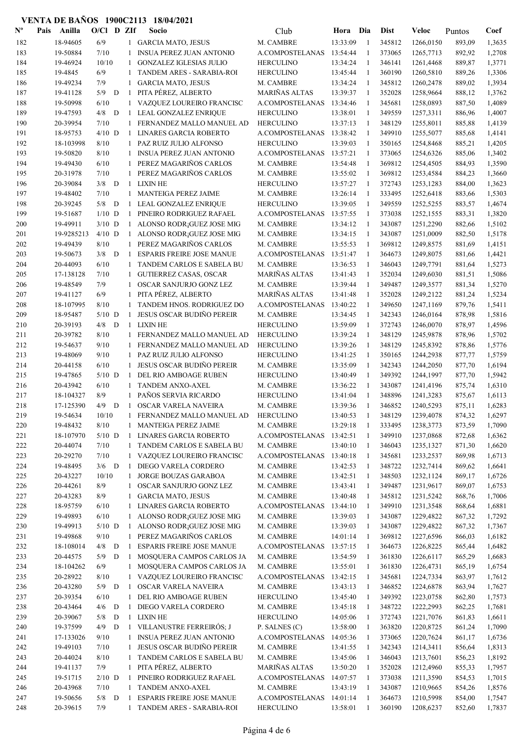# VENTA DE BAÑOS 1900C2113 18/04/2021

| Nº | Pais | Anilla | O/Cl | D | ZIf | Socio | Club | Hora | Dia | Dist | Veloc | Puntos | Coef |
|---|---|---|---|---|---|---|---|---|---|---|---|---|---|
| 182 | | 18-94605 | 6/9 | | 1 | GARCIA MATO, JESUS | M. CAMBRE | 13:33:09 | 1 | 345812 | 1266,0150 | 893,09 | 1,3635 |
| 183 | | 19-50884 | 7/10 | | 1 | INSUA PEREZ JUAN ANTONIO | A.COMPOSTELANAS | 13:54:44 | 1 | 373065 | 1265,7713 | 892,92 | 1,2708 |
| 184 | | 19-46924 | 10/10 | | 1 | GONZALEZ IGLESIAS JULIO | HERCULINO | 13:34:24 | 1 | 346141 | 1261,4468 | 889,87 | 1,3771 |
| 185 | | 19-4845 | 6/9 | | 1 | TANDEM ARES - SARABIA-ROI | HERCULINO | 13:45:44 | 1 | 360190 | 1260,5810 | 889,26 | 1,3306 |
| 186 | | 19-49234 | 7/9 | | 1 | GARCIA MATO, JESUS | M. CAMBRE | 13:34:24 | 1 | 345812 | 1260,2478 | 889,02 | 1,3934 |
| 187 | | 19-41128 | 5/9 | D | 1 | PITA PÉREZ, ALBERTO | MARIÑAS ALTAS | 13:39:37 | 1 | 352028 | 1258,9664 | 888,12 | 1,3762 |
| 188 | | 19-50998 | 6/10 | | 1 | VAZQUEZ LOUREIRO FRANCISC | A.COMPOSTELANAS | 13:34:46 | 1 | 345681 | 1258,0893 | 887,50 | 1,4089 |
| 189 | | 19-47593 | 4/8 | D | 1 | LEAL GONZALEZ ENRIQUE | HERCULINO | 13:38:01 | 1 | 349559 | 1257,3311 | 886,96 | 1,4007 |
| 190 | | 20-39954 | 7/10 | | 1 | FERNANDEZ MALLO MANUEL AD | HERCULINO | 13:37:13 | 1 | 348129 | 1255,8011 | 885,88 | 1,4139 |
| 191 | | 18-95753 | 4/10 | D | 1 | LINARES GARCIA ROBERTO | A.COMPOSTELANAS | 13:38:42 | 1 | 349910 | 1255,5077 | 885,68 | 1,4141 |
| 192 | | 18-103998 | 8/10 | | 1 | PAZ RUIZ JULIO ALFONSO | HERCULINO | 13:39:03 | 1 | 350165 | 1254,8468 | 885,21 | 1,4205 |
| 193 | | 19-50820 | 8/10 | | 1 | INSUA PEREZ JUAN ANTONIO | A.COMPOSTELANAS | 13:57:21 | 1 | 373065 | 1254,6326 | 885,06 | 1,3402 |
| 194 | | 19-49430 | 6/10 | | 1 | PEREZ MAGARIÑOS CARLOS | M. CAMBRE | 13:54:48 | 1 | 369812 | 1254,4505 | 884,93 | 1,3590 |
| 195 | | 20-31978 | 7/10 | | 1 | PEREZ MAGARIÑOS CARLOS | M. CAMBRE | 13:55:02 | 1 | 369812 | 1253,4584 | 884,23 | 1,3660 |
| 196 | | 20-39084 | 3/8 | D | 1 | LIXIN HE | HERCULINO | 13:57:27 | 1 | 372743 | 1253,1283 | 884,00 | 1,3623 |
| 197 | | 19-48402 | 7/10 | | 1 | MANTEIGA PEREZ JAIME | M. CAMBRE | 13:26:14 | 1 | 333495 | 1252,6418 | 883,66 | 1,5303 |
| 198 | | 20-39245 | 5/8 | D | 1 | LEAL GONZALEZ ENRIQUE | HERCULINO | 13:39:05 | 1 | 349559 | 1252,5255 | 883,57 | 1,4674 |
| 199 | | 19-51687 | 1/10 | D | 1 | PINEIRO RODRIGUEZ RAFAEL | A.COMPOSTELANAS | 13:57:55 | 1 | 373038 | 1252,1555 | 883,31 | 1,3820 |
| 200 | | 19-49911 | 3/10 | D | 1 | ALONSO RODR¡GUEZ JOSE MIG | M. CAMBRE | 13:34:12 | 1 | 343087 | 1251,2290 | 882,66 | 1,5102 |
| 201 | | 19-9285213 | 4/10 | D | 1 | ALONSO RODR¡GUEZ JOSE MIG | M. CAMBRE | 13:34:15 | 1 | 343087 | 1251,0009 | 882,50 | 1,5178 |
| 202 | | 19-49439 | 8/10 | | 1 | PEREZ MAGARIÑOS CARLOS | M. CAMBRE | 13:55:53 | 1 | 369812 | 1249,8575 | 881,69 | 1,4151 |
| 203 | | 19-50673 | 3/8 | D | 1 | ESPARIS FREIRE JOSE MANUE | A.COMPOSTELANAS | 13:51:47 | 1 | 364673 | 1249,8075 | 881,66 | 1,4421 |
| 204 | | 20-44093 | 6/10 | | 1 | TANDEM CARLOS E SABELA BU | M. CAMBRE | 13:36:53 | 1 | 346043 | 1249,7791 | 881,64 | 1,5273 |
| 205 | | 17-138128 | 7/10 | | 1 | GUTIERREZ CASAS, OSCAR | MARIÑAS ALTAS | 13:41:43 | 1 | 352034 | 1249,6030 | 881,51 | 1,5086 |
| 206 | | 19-48549 | 7/9 | | 1 | OSCAR SANJURJO GONZ LEZ | M. CAMBRE | 13:39:44 | 1 | 349487 | 1249,3577 | 881,34 | 1,5270 |
| 207 | | 19-41127 | 6/9 | | 1 | PITA PÉREZ, ALBERTO | MARIÑAS ALTAS | 13:41:48 | 1 | 352028 | 1249,2122 | 881,24 | 1,5234 |
| 208 | | 18-107995 | 8/10 | | 1 | TANDEM HNOS. RODRIGUEZ DO | A.COMPOSTELANAS | 13:40:22 | 1 | 349650 | 1247,1169 | 879,76 | 1,5411 |
| 209 | | 18-95487 | 5/10 | D | 1 | JESUS OSCAR BUDIÑO PEREIR | M. CAMBRE | 13:34:45 | 1 | 342343 | 1246,0164 | 878,98 | 1,5816 |
| 210 | | 20-39193 | 4/8 | D | 1 | LIXIN HE | HERCULINO | 13:59:09 | 1 | 372743 | 1246,0070 | 878,97 | 1,4596 |
| 211 | | 20-39782 | 8/10 | | 1 | FERNANDEZ MALLO MANUEL AD | HERCULINO | 13:39:24 | 1 | 348129 | 1245,9878 | 878,96 | 1,5702 |
| 212 | | 19-54637 | 9/10 | | 1 | FERNANDEZ MALLO MANUEL AD | HERCULINO | 13:39:26 | 1 | 348129 | 1245,8392 | 878,86 | 1,5776 |
| 213 | | 19-48069 | 9/10 | | 1 | PAZ RUIZ JULIO ALFONSO | HERCULINO | 13:41:25 | 1 | 350165 | 1244,2938 | 877,77 | 1,5759 |
| 214 | | 20-44158 | 6/10 | | 1 | JESUS OSCAR BUDIÑO PEREIR | M. CAMBRE | 13:35:09 | 1 | 342343 | 1244,2050 | 877,70 | 1,6194 |
| 215 | | 19-47865 | 5/10 | D | 1 | DEL RIO AMBOAGE RUBEN | HERCULINO | 13:40:49 | 1 | 349392 | 1244,1997 | 877,70 | 1,5942 |
| 216 | | 20-43942 | 6/10 | | 1 | TANDEM ANXO-AXEL | M. CAMBRE | 13:36:22 | 1 | 343087 | 1241,4196 | 875,74 | 1,6310 |
| 217 | | 18-104327 | 8/9 | | 1 | PAÑOS SERVIA RICARDO | HERCULINO | 13:41:04 | 1 | 348896 | 1241,3283 | 875,67 | 1,6113 |
| 218 | | 17-125390 | 4/9 | D | 1 | OSCAR VARELA NAVEIRA | M. CAMBRE | 13:39:36 | 1 | 346852 | 1240,5293 | 875,11 | 1,6283 |
| 219 | | 19-54634 | 10/10 | | 1 | FERNANDEZ MALLO MANUEL AD | HERCULINO | 13:40:53 | 1 | 348129 | 1239,4078 | 874,32 | 1,6297 |
| 220 | | 19-48432 | 8/10 | | 1 | MANTEIGA PEREZ JAIME | M. CAMBRE | 13:29:18 | 1 | 333495 | 1238,3773 | 873,59 | 1,7090 |
| 221 | | 18-107970 | 5/10 | D | 1 | LINARES GARCIA ROBERTO | A.COMPOSTELANAS | 13:42:51 | 1 | 349910 | 1237,0868 | 872,68 | 1,6362 |
| 222 | | 20-44074 | 7/10 | | 1 | TANDEM CARLOS E SABELA BU | M. CAMBRE | 13:40:10 | 1 | 346043 | 1235,1327 | 871,30 | 1,6620 |
| 223 | | 20-29270 | 7/10 | | 1 | VAZQUEZ LOUREIRO FRANCISC | A.COMPOSTELANAS | 13:40:18 | 1 | 345681 | 1233,2537 | 869,98 | 1,6713 |
| 224 | | 19-48495 | 3/6 | D | 1 | DIEGO VARELA CORDERO | M. CAMBRE | 13:42:53 | 1 | 348722 | 1232,7414 | 869,62 | 1,6641 |
| 225 | | 20-43227 | 10/10 | | 1 | JORGE BOUZAS GARABOA | M. CAMBRE | 13:42:51 | 1 | 348503 | 1232,1124 | 869,17 | 1,6726 |
| 226 | | 20-44261 | 8/9 | | 1 | OSCAR SANJURJO GONZ LEZ | M. CAMBRE | 13:43:41 | 1 | 349487 | 1231,9617 | 869,07 | 1,6753 |
| 227 | | 20-43283 | 8/9 | | 1 | GARCIA MATO, JESUS | M. CAMBRE | 13:40:48 | 1 | 345812 | 1231,5242 | 868,76 | 1,7006 |
| 228 | | 18-95759 | 6/10 | | 1 | LINARES GARCIA ROBERTO | A.COMPOSTELANAS | 13:44:10 | 1 | 349910 | 1231,3548 | 868,64 | 1,6881 |
| 229 | | 19-49893 | 6/10 | | 1 | ALONSO RODR¡GUEZ JOSE MIG | M. CAMBRE | 13:39:03 | 1 | 343087 | 1229,4822 | 867,32 | 1,7292 |
| 230 | | 19-49913 | 5/10 | D | 1 | ALONSO RODR¡GUEZ JOSE MIG | M. CAMBRE | 13:39:03 | 1 | 343087 | 1229,4822 | 867,32 | 1,7367 |
| 231 | | 19-49868 | 9/10 | | 1 | PEREZ MAGARIÑOS CARLOS | M. CAMBRE | 14:01:14 | 1 | 369812 | 1227,6596 | 866,03 | 1,6182 |
| 232 | | 18-108014 | 4/8 | D | 1 | ESPARIS FREIRE JOSE MANUE | A.COMPOSTELANAS | 13:57:15 | 1 | 364673 | 1226,8225 | 865,44 | 1,6482 |
| 233 | | 20-44575 | 5/9 | D | 1 | MOSQUERA CAMPOS CARLOS JA | M. CAMBRE | 13:54:59 | 1 | 361830 | 1226,6117 | 865,29 | 1,6683 |
| 234 | | 18-104262 | 6/9 | | 1 | MOSQUERA CAMPOS CARLOS JA | M. CAMBRE | 13:55:01 | 1 | 361830 | 1226,4731 | 865,19 | 1,6754 |
| 235 | | 20-28922 | 8/10 | | 1 | VAZQUEZ LOUREIRO FRANCISC | A.COMPOSTELANAS | 13:42:15 | 1 | 345681 | 1224,7334 | 863,97 | 1,7612 |
| 236 | | 20-43280 | 5/9 | D | 1 | OSCAR VARELA NAVEIRA | M. CAMBRE | 13:43:13 | 1 | 346852 | 1224,6878 | 863,94 | 1,7627 |
| 237 | | 20-39354 | 6/10 | | 1 | DEL RIO AMBOAGE RUBEN | HERCULINO | 13:45:40 | 1 | 349392 | 1223,0758 | 862,80 | 1,7573 |
| 238 | | 20-43464 | 4/6 | D | 1 | DIEGO VARELA CORDERO | M. CAMBRE | 13:45:18 | 1 | 348722 | 1222,2993 | 862,25 | 1,7681 |
| 239 | | 20-39067 | 5/8 | D | 1 | LIXIN HE | HERCULINO | 14:05:06 | 1 | 372743 | 1221,7076 | 861,83 | 1,6611 |
| 240 | | 19-37599 | 4/9 | D | 1 | VILLANUSTRE FERREIRÓS; J | P. SALNES (C) | 13:58:00 | 1 | 363820 | 1220,8725 | 861,24 | 1,7090 |
| 241 | | 17-133026 | 9/10 | | 1 | INSUA PEREZ JUAN ANTONIO | A.COMPOSTELANAS | 14:05:36 | 1 | 373065 | 1220,7624 | 861,17 | 1,6736 |
| 242 | | 19-49103 | 7/10 | | 1 | JESUS OSCAR BUDIÑO PEREIR | M. CAMBRE | 13:41:55 | 1 | 342343 | 1214,3411 | 856,64 | 1,8313 |
| 243 | | 20-44024 | 8/10 | | 1 | TANDEM CARLOS E SABELA BU | M. CAMBRE | 13:45:06 | 1 | 346043 | 1213,7601 | 856,23 | 1,8192 |
| 244 | | 19-41137 | 7/9 | | 1 | PITA PÉREZ, ALBERTO | MARIÑAS ALTAS | 13:50:20 | 1 | 352028 | 1212,4960 | 855,33 | 1,7957 |
| 245 | | 19-51715 | 2/10 | D | 1 | PINEIRO RODRIGUEZ RAFAEL | A.COMPOSTELANAS | 14:07:57 | 1 | 373038 | 1211,3590 | 854,53 | 1,7015 |
| 246 | | 20-43968 | 7/10 | | 1 | TANDEM ANXO-AXEL | M. CAMBRE | 13:43:19 | 1 | 343087 | 1210,9665 | 854,26 | 1,8576 |
| 247 | | 19-50656 | 5/8 | D | 1 | ESPARIS FREIRE JOSE MANUE | A.COMPOSTELANAS | 14:01:14 | 1 | 364673 | 1210,5998 | 854,00 | 1,7547 |
| 248 | | 20-39615 | 7/9 | | 1 | TANDEM ARES - SARABIA-ROI | HERCULINO | 13:58:01 | 1 | 360190 | 1208,6237 | 852,60 | 1,7837 |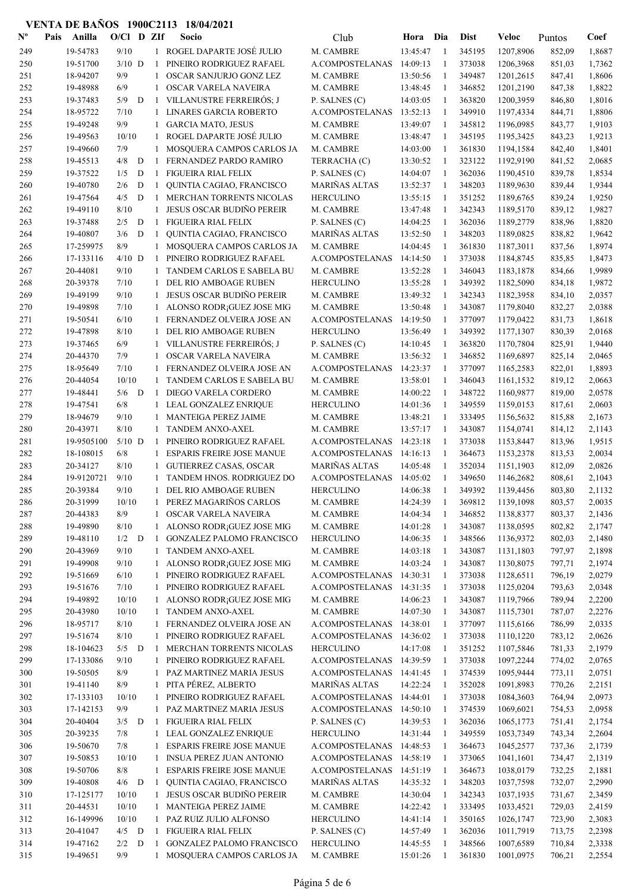# VENTA DE BAÑOS 1900C2113 18/04/2021

| Nº | Pais | Anilla | O/Cl | D | ZIf | Socio | Club | Hora | Dia | Dist | Veloc | Puntos | Coef |
|---|---|---|---|---|---|---|---|---|---|---|---|---|---|
| 249 | | 19-54783 | 9/10 | | 1 | ROGEL DAPARTE JOSÉ JULIO | M. CAMBRE | 13:45:47 | 1 | 345195 | 1207,8906 | 852,09 | 1,8687 |
| 250 | | 19-51700 | 3/10 | D | 1 | PINEIRO RODRIGUEZ RAFAEL | A.COMPOSTELANAS | 14:09:13 | 1 | 373038 | 1206,3968 | 851,03 | 1,7362 |
| 251 | | 18-94207 | 9/9 | | 1 | OSCAR SANJURJO GONZ LEZ | M. CAMBRE | 13:50:56 | 1 | 349487 | 1201,2615 | 847,41 | 1,8606 |
| 252 | | 19-48988 | 6/9 | | 1 | OSCAR VARELA NAVEIRA | M. CAMBRE | 13:48:45 | 1 | 346852 | 1201,2190 | 847,38 | 1,8822 |
| 253 | | 19-37483 | 5/9 | D | 1 | VILLANUSTRE FERREIRÓS; J | P. SALNES (C) | 14:03:05 | 1 | 363820 | 1200,3959 | 846,80 | 1,8016 |
| 254 | | 18-95722 | 7/10 | | 1 | LINARES GARCIA ROBERTO | A.COMPOSTELANAS | 13:52:13 | 1 | 349910 | 1197,4334 | 844,71 | 1,8806 |
| 255 | | 19-49248 | 9/9 | | 1 | GARCIA MATO, JESUS | M. CAMBRE | 13:49:07 | 1 | 345812 | 1196,0985 | 843,77 | 1,9103 |
| 256 | | 19-49563 | 10/10 | | 1 | ROGEL DAPARTE JOSÉ JULIO | M. CAMBRE | 13:48:47 | 1 | 345195 | 1195,3425 | 843,23 | 1,9213 |
| 257 | | 19-49660 | 7/9 | | 1 | MOSQUERA CAMPOS CARLOS JA | M. CAMBRE | 14:03:00 | 1 | 361830 | 1194,1584 | 842,40 | 1,8401 |
| 258 | | 19-45513 | 4/8 | D | 1 | FERNANDEZ PARDO RAMIRO | TERRACHA (C) | 13:30:52 | 1 | 323122 | 1192,9190 | 841,52 | 2,0685 |
| 259 | | 19-37522 | 1/5 | D | 1 | FIGUEIRA RIAL FELIX | P. SALNES (C) | 14:04:07 | 1 | 362036 | 1190,4510 | 839,78 | 1,8534 |
| 260 | | 19-40780 | 2/6 | D | 1 | QUINTIA CAGIAO, FRANCISCO | MARIÑAS ALTAS | 13:52:37 | 1 | 348203 | 1189,9630 | 839,44 | 1,9344 |
| 261 | | 19-47564 | 4/5 | D | 1 | MERCHAN TORRENTS NICOLAS | HERCULINO | 13:55:15 | 1 | 351252 | 1189,6765 | 839,24 | 1,9250 |
| 262 | | 19-49110 | 8/10 | | 1 | JESUS OSCAR BUDIÑO PEREIR | M. CAMBRE | 13:47:48 | 1 | 342343 | 1189,5170 | 839,12 | 1,9827 |
| 263 | | 19-37488 | 2/5 | D | 1 | FIGUEIRA RIAL FELIX | P. SALNES (C) | 14:04:25 | 1 | 362036 | 1189,2779 | 838,96 | 1,8820 |
| 264 | | 19-40807 | 3/6 | D | 1 | QUINTIA CAGIAO, FRANCISCO | MARIÑAS ALTAS | 13:52:50 | 1 | 348203 | 1189,0825 | 838,82 | 1,9642 |
| 265 | | 17-259975 | 8/9 | | 1 | MOSQUERA CAMPOS CARLOS JA | M. CAMBRE | 14:04:45 | 1 | 361830 | 1187,3011 | 837,56 | 1,8974 |
| 266 | | 17-133116 | 4/10 | D | 1 | PINEIRO RODRIGUEZ RAFAEL | A.COMPOSTELANAS | 14:14:50 | 1 | 373038 | 1184,8745 | 835,85 | 1,8473 |
| 267 | | 20-44081 | 9/10 | | 1 | TANDEM CARLOS E SABELA BU | M. CAMBRE | 13:52:28 | 1 | 346043 | 1183,1878 | 834,66 | 1,9989 |
| 268 | | 20-39378 | 7/10 | | 1 | DEL RIO AMBOAGE RUBEN | HERCULINO | 13:55:28 | 1 | 349392 | 1182,5090 | 834,18 | 1,9872 |
| 269 | | 19-49199 | 9/10 | | 1 | JESUS OSCAR BUDIÑO PEREIR | M. CAMBRE | 13:49:32 | 1 | 342343 | 1182,3958 | 834,10 | 2,0357 |
| 270 | | 19-49898 | 7/10 | | 1 | ALONSO RODR¡GUEZ JOSE MIG | M. CAMBRE | 13:50:48 | 1 | 343087 | 1179,8040 | 832,27 | 2,0388 |
| 271 | | 19-50541 | 6/10 | | 1 | FERNANDEZ OLVEIRA JOSE AN | A.COMPOSTELANAS | 14:19:50 | 1 | 377097 | 1179,0422 | 831,73 | 1,8618 |
| 272 | | 19-47898 | 8/10 | | 1 | DEL RIO AMBOAGE RUBEN | HERCULINO | 13:56:49 | 1 | 349392 | 1177,1307 | 830,39 | 2,0168 |
| 273 | | 19-37465 | 6/9 | | 1 | VILLANUSTRE FERREIRÓS; J | P. SALNES (C) | 14:10:45 | 1 | 363820 | 1170,7804 | 825,91 | 1,9440 |
| 274 | | 20-44370 | 7/9 | | 1 | OSCAR VARELA NAVEIRA | M. CAMBRE | 13:56:32 | 1 | 346852 | 1169,6897 | 825,14 | 2,0465 |
| 275 | | 18-95649 | 7/10 | | 1 | FERNANDEZ OLVEIRA JOSE AN | A.COMPOSTELANAS | 14:23:37 | 1 | 377097 | 1165,2583 | 822,01 | 1,8893 |
| 276 | | 20-44054 | 10/10 | | 1 | TANDEM CARLOS E SABELA BU | M. CAMBRE | 13:58:01 | 1 | 346043 | 1161,1532 | 819,12 | 2,0663 |
| 277 | | 19-48441 | 5/6 | D | 1 | DIEGO VARELA CORDERO | M. CAMBRE | 14:00:22 | 1 | 348722 | 1160,9877 | 819,00 | 2,0578 |
| 278 | | 19-47541 | 6/8 | | 1 | LEAL GONZALEZ ENRIQUE | HERCULINO | 14:01:36 | 1 | 349559 | 1159,0153 | 817,61 | 2,0603 |
| 279 | | 18-94679 | 9/10 | | 1 | MANTEIGA PEREZ JAIME | M. CAMBRE | 13:48:21 | 1 | 333495 | 1156,5632 | 815,88 | 2,1673 |
| 280 | | 20-43971 | 8/10 | | 1 | TANDEM ANXO-AXEL | M. CAMBRE | 13:57:17 | 1 | 343087 | 1154,0741 | 814,12 | 2,1143 |
| 281 | | 19-9505100 | 5/10 | D | 1 | PINEIRO RODRIGUEZ RAFAEL | A.COMPOSTELANAS | 14:23:18 | 1 | 373038 | 1153,8447 | 813,96 | 1,9515 |
| 282 | | 18-108015 | 6/8 | | 1 | ESPARIS FREIRE JOSE MANUE | A.COMPOSTELANAS | 14:16:13 | 1 | 364673 | 1153,2378 | 813,53 | 2,0034 |
| 283 | | 20-34127 | 8/10 | | 1 | GUTIERREZ CASAS, OSCAR | MARIÑAS ALTAS | 14:05:48 | 1 | 352034 | 1151,1903 | 812,09 | 2,0826 |
| 284 | | 19-9120721 | 9/10 | | 1 | TANDEM HNOS. RODRIGUEZ DO | A.COMPOSTELANAS | 14:05:02 | 1 | 349650 | 1146,2682 | 808,61 | 2,1043 |
| 285 | | 20-39384 | 9/10 | | 1 | DEL RIO AMBOAGE RUBEN | HERCULINO | 14:06:38 | 1 | 349392 | 1139,4456 | 803,80 | 2,1132 |
| 286 | | 20-31999 | 10/10 | | 1 | PEREZ MAGARIÑOS CARLOS | M. CAMBRE | 14:24:39 | 1 | 369812 | 1139,1098 | 803,57 | 2,0035 |
| 287 | | 20-44383 | 8/9 | | 1 | OSCAR VARELA NAVEIRA | M. CAMBRE | 14:04:34 | 1 | 346852 | 1138,8377 | 803,37 | 2,1436 |
| 288 | | 19-49890 | 8/10 | | 1 | ALONSO RODR¡GUEZ JOSE MIG | M. CAMBRE | 14:01:28 | 1 | 343087 | 1138,0595 | 802,82 | 2,1747 |
| 289 | | 19-48110 | 1/2 | D | 1 | GONZALEZ PALOMO FRANCISCO | HERCULINO | 14:06:35 | 1 | 348566 | 1136,9372 | 802,03 | 2,1480 |
| 290 | | 20-43969 | 9/10 | | 1 | TANDEM ANXO-AXEL | M. CAMBRE | 14:03:18 | 1 | 343087 | 1131,1803 | 797,97 | 2,1898 |
| 291 | | 19-49908 | 9/10 | | 1 | ALONSO RODR¡GUEZ JOSE MIG | M. CAMBRE | 14:03:24 | 1 | 343087 | 1130,8075 | 797,71 | 2,1974 |
| 292 | | 19-51669 | 6/10 | | 1 | PINEIRO RODRIGUEZ RAFAEL | A.COMPOSTELANAS | 14:30:31 | 1 | 373038 | 1128,6511 | 796,19 | 2,0279 |
| 293 | | 19-51676 | 7/10 | | 1 | PINEIRO RODRIGUEZ RAFAEL | A.COMPOSTELANAS | 14:31:35 | 1 | 373038 | 1125,0204 | 793,63 | 2,0348 |
| 294 | | 19-49892 | 10/10 | | 1 | ALONSO RODR¡GUEZ JOSE MIG | M. CAMBRE | 14:06:23 | 1 | 343087 | 1119,7966 | 789,94 | 2,2200 |
| 295 | | 20-43980 | 10/10 | | 1 | TANDEM ANXO-AXEL | M. CAMBRE | 14:07:30 | 1 | 343087 | 1115,7301 | 787,07 | 2,2276 |
| 296 | | 18-95717 | 8/10 | | 1 | FERNANDEZ OLVEIRA JOSE AN | A.COMPOSTELANAS | 14:38:01 | 1 | 377097 | 1115,6166 | 786,99 | 2,0335 |
| 297 | | 19-51674 | 8/10 | | 1 | PINEIRO RODRIGUEZ RAFAEL | A.COMPOSTELANAS | 14:36:02 | 1 | 373038 | 1110,1220 | 783,12 | 2,0626 |
| 298 | | 18-104623 | 5/5 | D | 1 | MERCHAN TORRENTS NICOLAS | HERCULINO | 14:17:08 | 1 | 351252 | 1107,5846 | 781,33 | 2,1979 |
| 299 | | 17-133086 | 9/10 | | 1 | PINEIRO RODRIGUEZ RAFAEL | A.COMPOSTELANAS | 14:39:59 | 1 | 373038 | 1097,2244 | 774,02 | 2,0765 |
| 300 | | 19-50505 | 8/9 | | 1 | PAZ MARTINEZ MARIA JESUS | A.COMPOSTELANAS | 14:41:45 | 1 | 374539 | 1095,9444 | 773,11 | 2,0751 |
| 301 | | 19-41140 | 8/9 | | 1 | PITA PÉREZ, ALBERTO | MARIÑAS ALTAS | 14:22:24 | 1 | 352028 | 1091,8983 | 770,26 | 2,2151 |
| 302 | | 17-133103 | 10/10 | | 1 | PINEIRO RODRIGUEZ RAFAEL | A.COMPOSTELANAS | 14:44:01 | 1 | 373038 | 1084,3603 | 764,94 | 2,0973 |
| 303 | | 17-142153 | 9/9 | | 1 | PAZ MARTINEZ MARIA JESUS | A.COMPOSTELANAS | 14:50:10 | 1 | 374539 | 1069,6021 | 754,53 | 2,0958 |
| 304 | | 20-40404 | 3/5 | D | 1 | FIGUEIRA RIAL FELIX | P. SALNES (C) | 14:39:53 | 1 | 362036 | 1065,1773 | 751,41 | 2,1754 |
| 305 | | 20-39235 | 7/8 | | 1 | LEAL GONZALEZ ENRIQUE | HERCULINO | 14:31:44 | 1 | 349559 | 1053,7349 | 743,34 | 2,2604 |
| 306 | | 19-50670 | 7/8 | | 1 | ESPARIS FREIRE JOSE MANUE | A.COMPOSTELANAS | 14:48:53 | 1 | 364673 | 1045,2577 | 737,36 | 2,1739 |
| 307 | | 19-50853 | 10/10 | | 1 | INSUA PEREZ JUAN ANTONIO | A.COMPOSTELANAS | 14:58:19 | 1 | 373065 | 1041,1601 | 734,47 | 2,1319 |
| 308 | | 19-50706 | 8/8 | | 1 | ESPARIS FREIRE JOSE MANUE | A.COMPOSTELANAS | 14:51:19 | 1 | 364673 | 1038,0179 | 732,25 | 2,1881 |
| 309 | | 19-40808 | 4/6 | D | 1 | QUINTIA CAGIAO, FRANCISCO | MARIÑAS ALTAS | 14:35:32 | 1 | 348203 | 1037,7598 | 732,07 | 2,2990 |
| 310 | | 17-125177 | 10/10 | | 1 | JESUS OSCAR BUDIÑO PEREIR | M. CAMBRE | 14:30:04 | 1 | 342343 | 1037,1935 | 731,67 | 2,3459 |
| 311 | | 20-44531 | 10/10 | | 1 | MANTEIGA PEREZ JAIME | M. CAMBRE | 14:22:42 | 1 | 333495 | 1033,4521 | 729,03 | 2,4159 |
| 312 | | 16-149996 | 10/10 | | 1 | PAZ RUIZ JULIO ALFONSO | HERCULINO | 14:41:14 | 1 | 350165 | 1026,1747 | 723,90 | 2,3083 |
| 313 | | 20-41047 | 4/5 | D | 1 | FIGUEIRA RIAL FELIX | P. SALNES (C) | 14:57:49 | 1 | 362036 | 1011,7919 | 713,75 | 2,2398 |
| 314 | | 19-47162 | 2/2 | D | 1 | GONZALEZ PALOMO FRANCISCO | HERCULINO | 14:45:55 | 1 | 348566 | 1007,6589 | 710,84 | 2,3338 |
| 315 | | 19-49651 | 9/9 | | 1 | MOSQUERA CAMPOS CARLOS JA | M. CAMBRE | 15:01:26 | 1 | 361830 | 1001,0975 | 706,21 | 2,2554 |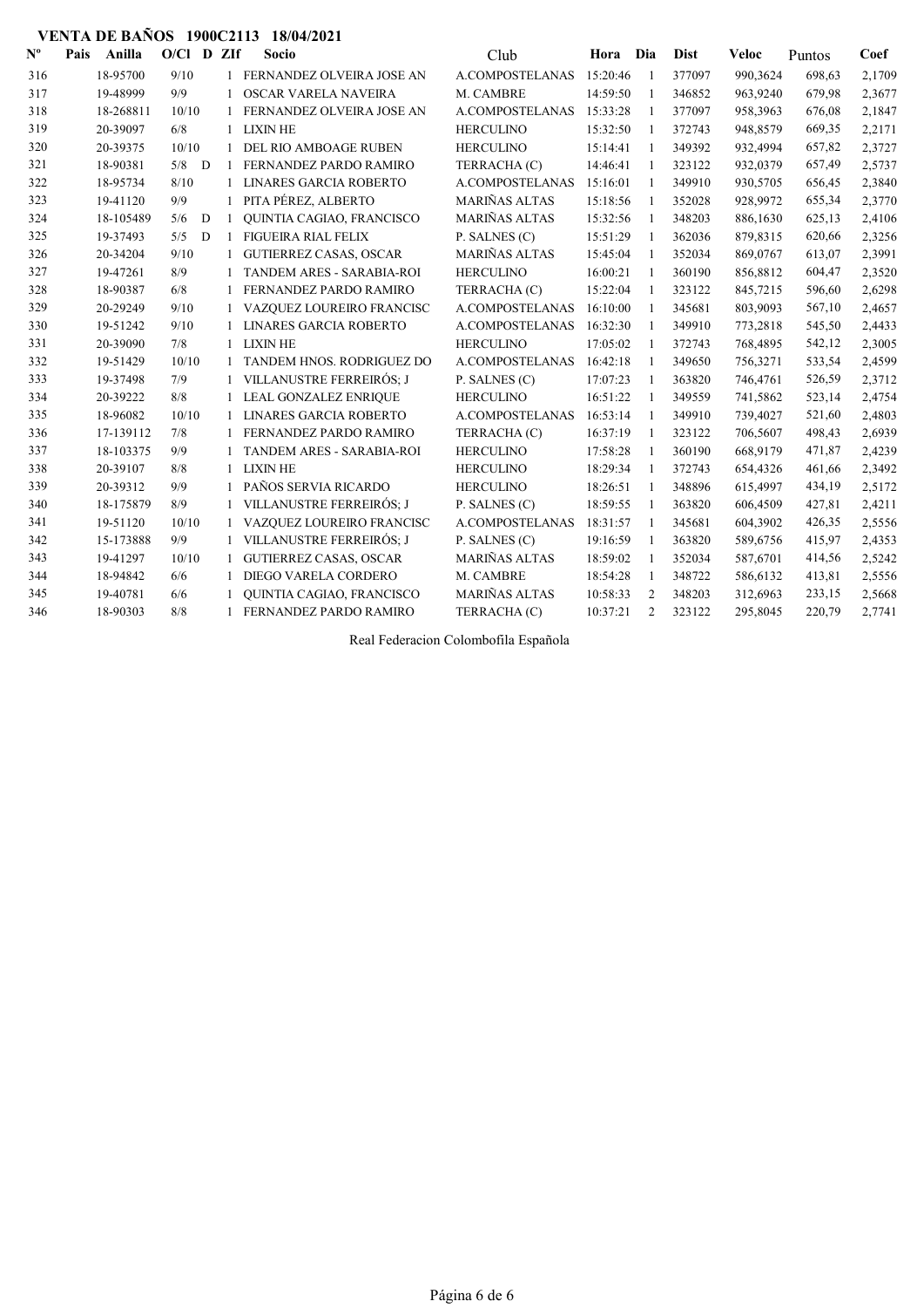**VENTA DE BAÑOS 1900C2113 18/04/2021**

| Nº | Pais | Anilla | O/Cl | D | ZIf | Socio | Club | Hora | Dia | Dist | Veloc | Puntos | Coef |
|---|---|---|---|---|---|---|---|---|---|---|---|---|---|
| 316 | | 18-95700 | 9/10 | | 1 | FERNANDEZ OLVEIRA JOSE AN | A.COMPOSTELANAS | 15:20:46 | 1 | 377097 | 990,3624 | 698,63 | 2,1709 |
| 317 | | 19-48999 | 9/9 | | 1 | OSCAR VARELA NAVEIRA | M. CAMBRE | 14:59:50 | 1 | 346852 | 963,9240 | 679,98 | 2,3677 |
| 318 | | 18-268811 | 10/10 | | 1 | FERNANDEZ OLVEIRA JOSE AN | A.COMPOSTELANAS | 15:33:28 | 1 | 377097 | 958,3963 | 676,08 | 2,1847 |
| 319 | | 20-39097 | 6/8 | | 1 | LIXIN HE | HERCULINO | 15:32:50 | 1 | 372743 | 948,8579 | 669,35 | 2,2171 |
| 320 | | 20-39375 | 10/10 | | 1 | DEL RIO AMBOAGE RUBEN | HERCULINO | 15:14:41 | 1 | 349392 | 932,4994 | 657,82 | 2,3727 |
| 321 | | 18-90381 | 5/8 | D | 1 | FERNANDEZ PARDO RAMIRO | TERRACHA (C) | 14:46:41 | 1 | 323122 | 932,0379 | 657,49 | 2,5737 |
| 322 | | 18-95734 | 8/10 | | 1 | LINARES GARCIA ROBERTO | A.COMPOSTELANAS | 15:16:01 | 1 | 349910 | 930,5705 | 656,45 | 2,3840 |
| 323 | | 19-41120 | 9/9 | | 1 | PITA PÉREZ, ALBERTO | MARIÑAS ALTAS | 15:18:56 | 1 | 352028 | 928,9972 | 655,34 | 2,3770 |
| 324 | | 18-105489 | 5/6 | D | 1 | QUINTIA CAGIAO, FRANCISCO | MARIÑAS ALTAS | 15:32:56 | 1 | 348203 | 886,1630 | 625,13 | 2,4106 |
| 325 | | 19-37493 | 5/5 | D | 1 | FIGUEIRA RIAL FELIX | P. SALNES (C) | 15:51:29 | 1 | 362036 | 879,8315 | 620,66 | 2,3256 |
| 326 | | 20-34204 | 9/10 | | 1 | GUTIERREZ CASAS, OSCAR | MARIÑAS ALTAS | 15:45:04 | 1 | 352034 | 869,0767 | 613,07 | 2,3991 |
| 327 | | 19-47261 | 8/9 | | 1 | TANDEM ARES - SARABIA-ROI | HERCULINO | 16:00:21 | 1 | 360190 | 856,8812 | 604,47 | 2,3520 |
| 328 | | 18-90387 | 6/8 | | 1 | FERNANDEZ PARDO RAMIRO | TERRACHA (C) | 15:22:04 | 1 | 323122 | 845,7215 | 596,60 | 2,6298 |
| 329 | | 20-29249 | 9/10 | | 1 | VAZQUEZ LOUREIRO FRANCISC | A.COMPOSTELANAS | 16:10:00 | 1 | 345681 | 803,9093 | 567,10 | 2,4657 |
| 330 | | 19-51242 | 9/10 | | 1 | LINARES GARCIA ROBERTO | A.COMPOSTELANAS | 16:32:30 | 1 | 349910 | 773,2818 | 545,50 | 2,4433 |
| 331 | | 20-39090 | 7/8 | | 1 | LIXIN HE | HERCULINO | 17:05:02 | 1 | 372743 | 768,4895 | 542,12 | 2,3005 |
| 332 | | 19-51429 | 10/10 | | 1 | TANDEM HNOS. RODRIGUEZ DO | A.COMPOSTELANAS | 16:42:18 | 1 | 349650 | 756,3271 | 533,54 | 2,4599 |
| 333 | | 19-37498 | 7/9 | | 1 | VILLANUSTRE FERREIRÓS; J | P. SALNES (C) | 17:07:23 | 1 | 363820 | 746,4761 | 526,59 | 2,3712 |
| 334 | | 20-39222 | 8/8 | | 1 | LEAL GONZALEZ ENRIQUE | HERCULINO | 16:51:22 | 1 | 349559 | 741,5862 | 523,14 | 2,4754 |
| 335 | | 18-96082 | 10/10 | | 1 | LINARES GARCIA ROBERTO | A.COMPOSTELANAS | 16:53:14 | 1 | 349910 | 739,4027 | 521,60 | 2,4803 |
| 336 | | 17-139112 | 7/8 | | 1 | FERNANDEZ PARDO RAMIRO | TERRACHA (C) | 16:37:19 | 1 | 323122 | 706,5607 | 498,43 | 2,6939 |
| 337 | | 18-103375 | 9/9 | | 1 | TANDEM ARES - SARABIA-ROI | HERCULINO | 17:58:28 | 1 | 360190 | 668,9179 | 471,87 | 2,4239 |
| 338 | | 20-39107 | 8/8 | | 1 | LIXIN HE | HERCULINO | 18:29:34 | 1 | 372743 | 654,4326 | 461,66 | 2,3492 |
| 339 | | 20-39312 | 9/9 | | 1 | PAÑOS SERVIA RICARDO | HERCULINO | 18:26:51 | 1 | 348896 | 615,4997 | 434,19 | 2,5172 |
| 340 | | 18-175879 | 8/9 | | 1 | VILLANUSTRE FERREIRÓS; J | P. SALNES (C) | 18:59:55 | 1 | 363820 | 606,4509 | 427,81 | 2,4211 |
| 341 | | 19-51120 | 10/10 | | 1 | VAZQUEZ LOUREIRO FRANCISC | A.COMPOSTELANAS | 18:31:57 | 1 | 345681 | 604,3902 | 426,35 | 2,5556 |
| 342 | | 15-173888 | 9/9 | | 1 | VILLANUSTRE FERREIRÓS; J | P. SALNES (C) | 19:16:59 | 1 | 363820 | 589,6756 | 415,97 | 2,4353 |
| 343 | | 19-41297 | 10/10 | | 1 | GUTIERREZ CASAS, OSCAR | MARIÑAS ALTAS | 18:59:02 | 1 | 352034 | 587,6701 | 414,56 | 2,5242 |
| 344 | | 18-94842 | 6/6 | | 1 | DIEGO VARELA CORDERO | M. CAMBRE | 18:54:28 | 1 | 348722 | 586,6132 | 413,81 | 2,5556 |
| 345 | | 19-40781 | 6/6 | | 1 | QUINTIA CAGIAO, FRANCISCO | MARIÑAS ALTAS | 10:58:33 | 2 | 348203 | 312,6963 | 233,15 | 2,5668 |
| 346 | | 18-90303 | 8/8 | | 1 | FERNANDEZ PARDO RAMIRO | TERRACHA (C) | 10:37:21 | 2 | 323122 | 295,8045 | 220,79 | 2,7741 |

Real Federacion Colombofila Española